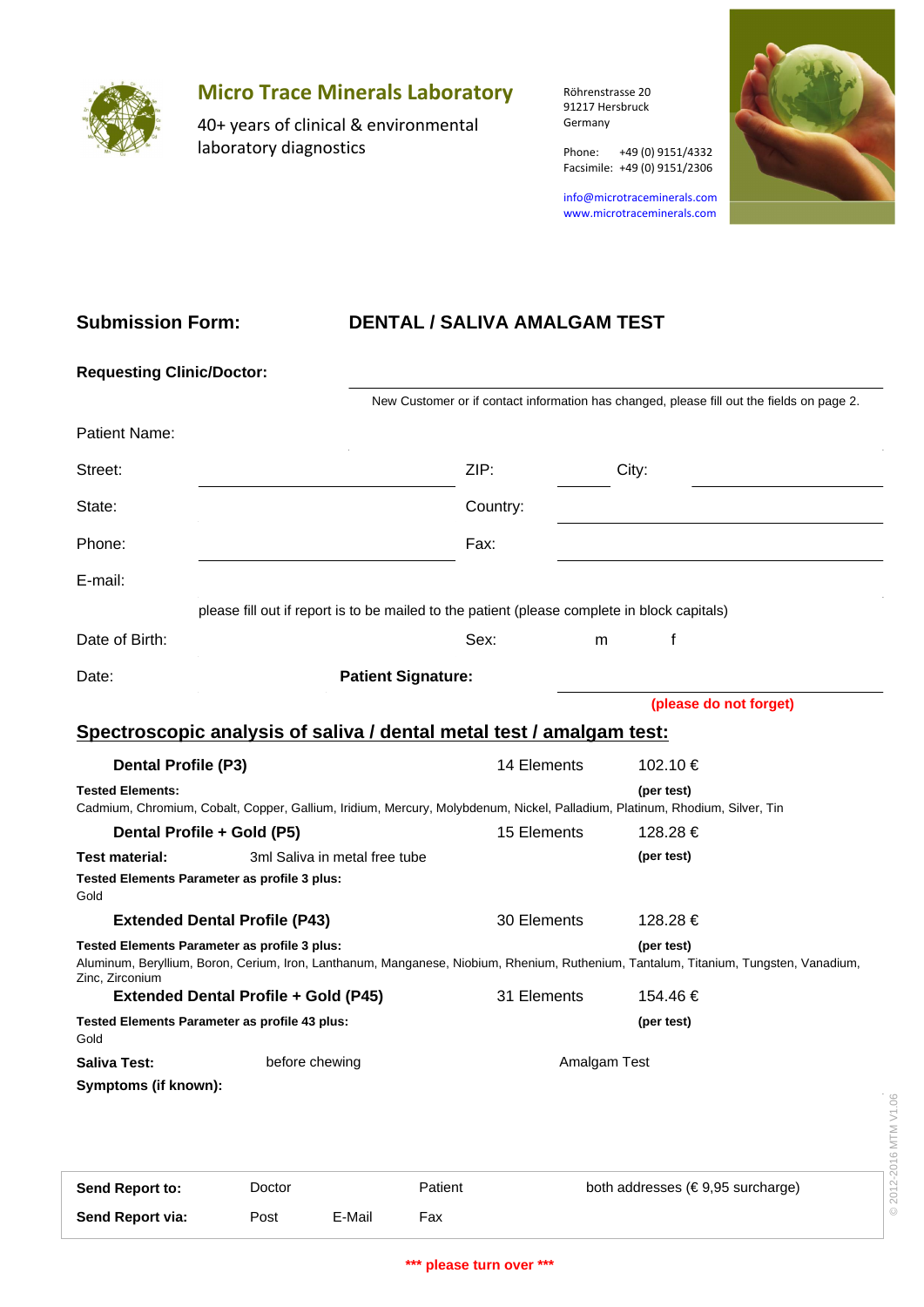## Micro Trace Minerals Laboratory

40+ years of clinical & environmental laboratory diagnostics

Röhrenstrasse 20
91217 Hersbruck
Germany

Phone: +49 (0) 9151/4332
Facsimile: +49 (0) 9151/2306

info@microtraceminerals.com
www.microtraceminerals.com

# Submission Form: DENTAL / SALIVA AMALGAM TEST

**Requesting Clinic/Doctor:**

New Customer or if contact information has changed, please fill out the fields on page 2.

Patient Name:

Street: ZIP: City:

State: Country:

Phone: Fax:

E-mail:

please fill out if report is to be mailed to the patient (please complete in block capitals)

Date of Birth: Sex: m f

Date: **Patient Signature:**

**(please do not forget)**

## Spectroscopic analysis of saliva / dental metal test / amalgam test:

**Dental Profile (P3)** 14 Elements 102.10 €

**Tested Elements:** **(per test)**
Cadmium, Chromium, Cobalt, Copper, Gallium, Iridium, Mercury, Molybdenum, Nickel, Palladium, Platinum, Rhodium, Silver, Tin

**Dental Profile + Gold (P5)** 15 Elements 128.28 €

**Test material:** 3ml Saliva in metal free tube **(per test)**

**Tested Elements Parameter as profile 3 plus:**
Gold

**Extended Dental Profile (P43)** 30 Elements 128.28 €

**Tested Elements Parameter as profile 3 plus:** **(per test)**
Aluminum, Beryllium, Boron, Cerium, Iron, Lanthanum, Manganese, Niobium, Rhenium, Ruthenium, Tantalum, Titanium, Tungsten, Vanadium, Zinc, Zirconium

**Extended Dental Profile + Gold (P45)** 31 Elements 154.46 €

**Tested Elements Parameter as profile 43 plus:** **(per test)**
Gold

**Saliva Test:** before chewing Amalgam Test

**Symptoms (if known):**

| **Send Report to:** | Doctor | | Patient | both addresses (€ 9,95 surcharge) |
|---|---|---|---|---|
| **Send Report via:** | Post | E-Mail | Fax | |

**\*\*\* please turn over \*\*\***

© 2012-2016 MTM V1.06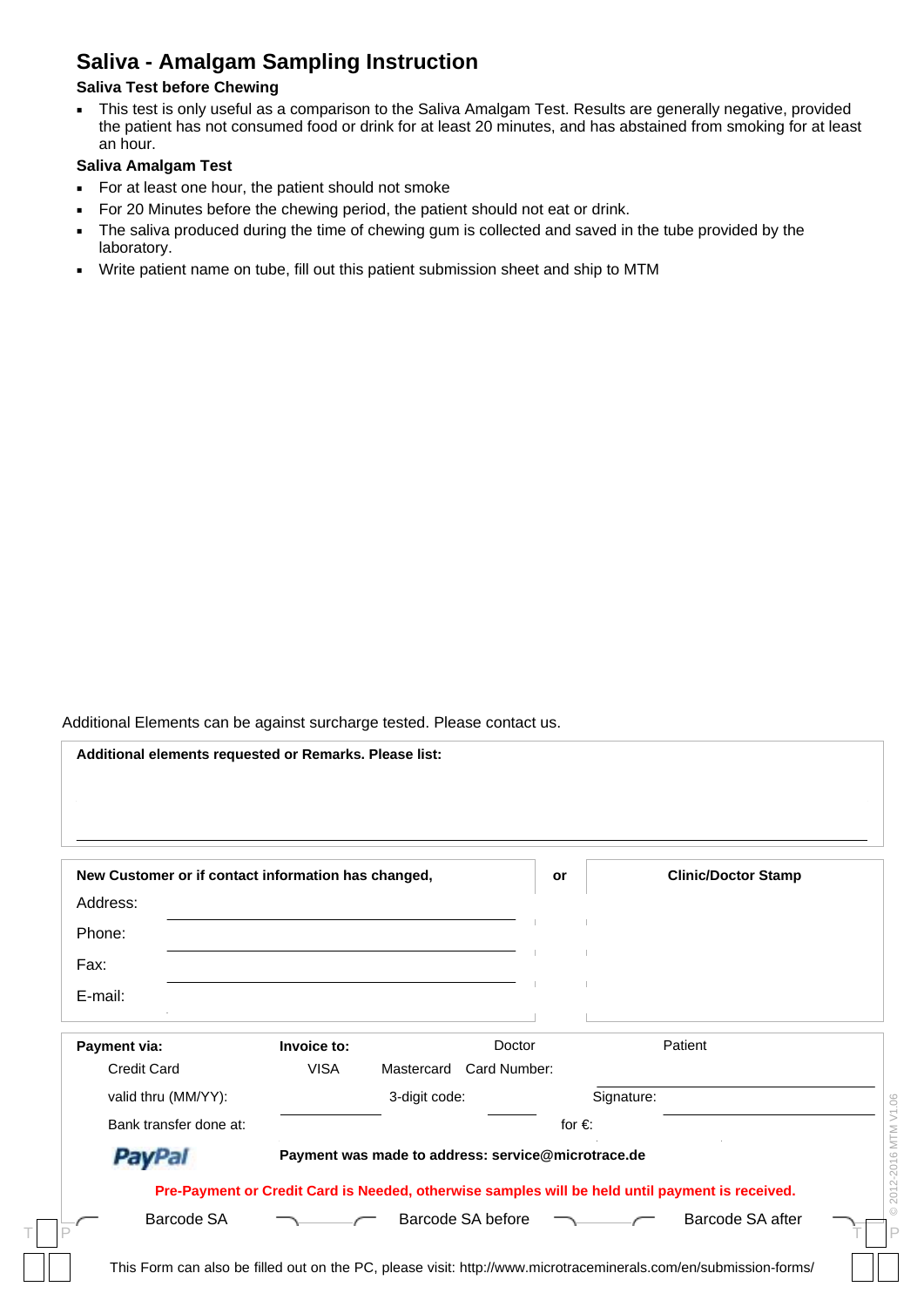# Saliva - Amalgam Sampling Instruction

### Saliva Test before Chewing

- This test is only useful as a comparison to the Saliva Amalgam Test. Results are generally negative, provided the patient has not consumed food or drink for at least 20 minutes, and has abstained from smoking for at least an hour.

### Saliva Amalgam Test

- For at least one hour, the patient should not smoke
- For 20 Minutes before the chewing period, the patient should not eat or drink.
- The saliva produced during the time of chewing gum is collected and saved in the tube provided by the laboratory.
- Write patient name on tube, fill out this patient submission sheet and ship to MTM

Additional Elements can be against surcharge tested. Please contact us.

**Additional elements requested or Remarks. Please list:**

**New Customer or if contact information has changed,** **or** **Clinic/Doctor Stamp**

Address:

Phone:

Fax:

E-mail:

**Payment via:** **Invoice to:** Doctor Patient

Credit Card VISA Mastercard Card Number:

valid thru (MM/YY): 3-digit code: Signature:

Bank transfer done at: for €:

PayPal **Payment was made to address: service@microtrace.de**

**Pre-Payment or Credit Card is Needed, otherwise samples will be held until payment is received.**

Barcode SA Barcode SA before Barcode SA after

This Form can also be filled out on the PC, please visit: http://www.microtraceminerals.com/en/submission-forms/

© 2012-2016 MTM V1.06